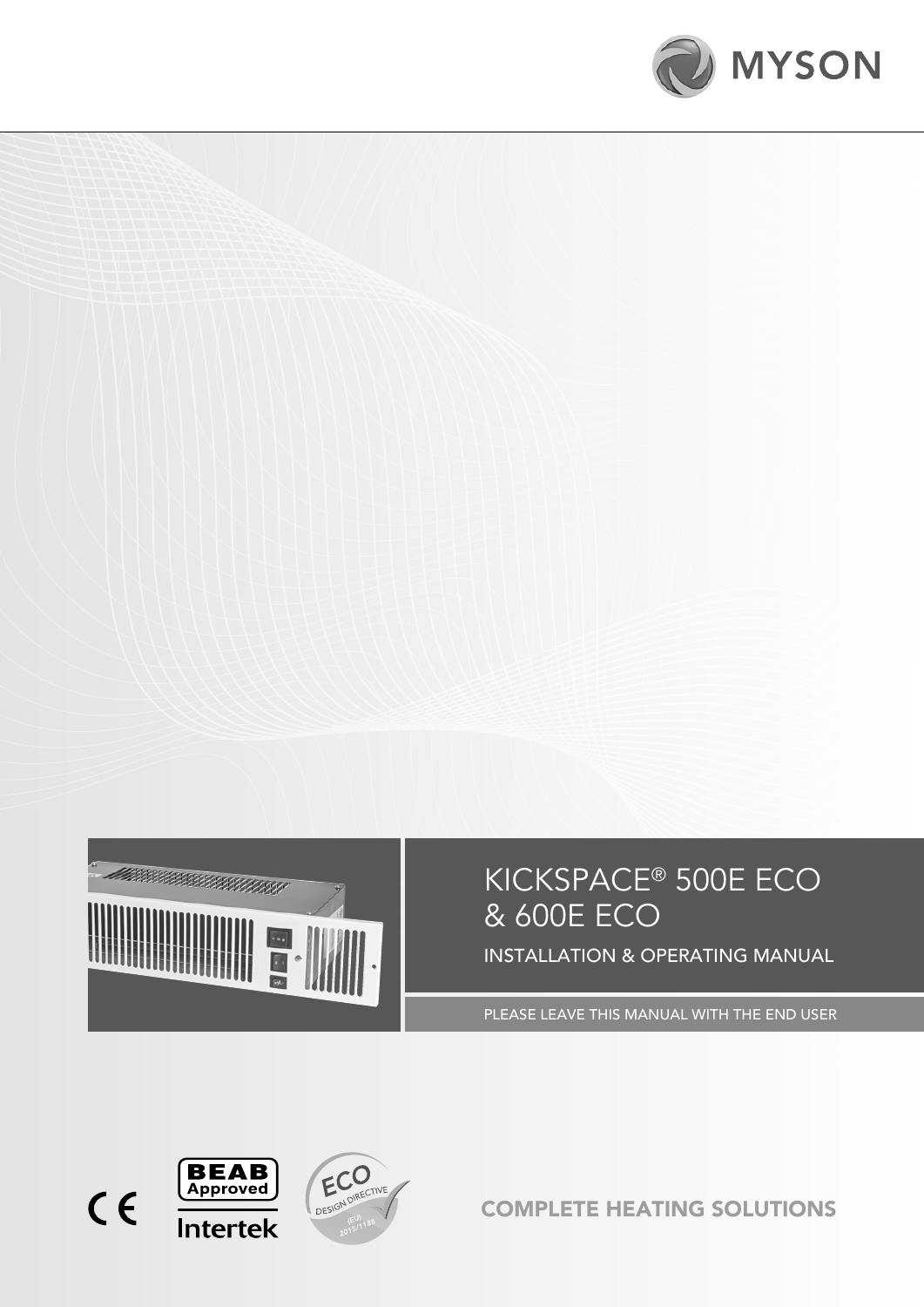MYSON

# KICKSPACE® 500E ECO & 600E ECO

## INSTALLATION & OPERATING MANUAL

PLEASE LEAVE THIS MANUAL WITH THE END USER

COMPLETE HEATING SOLUTIONS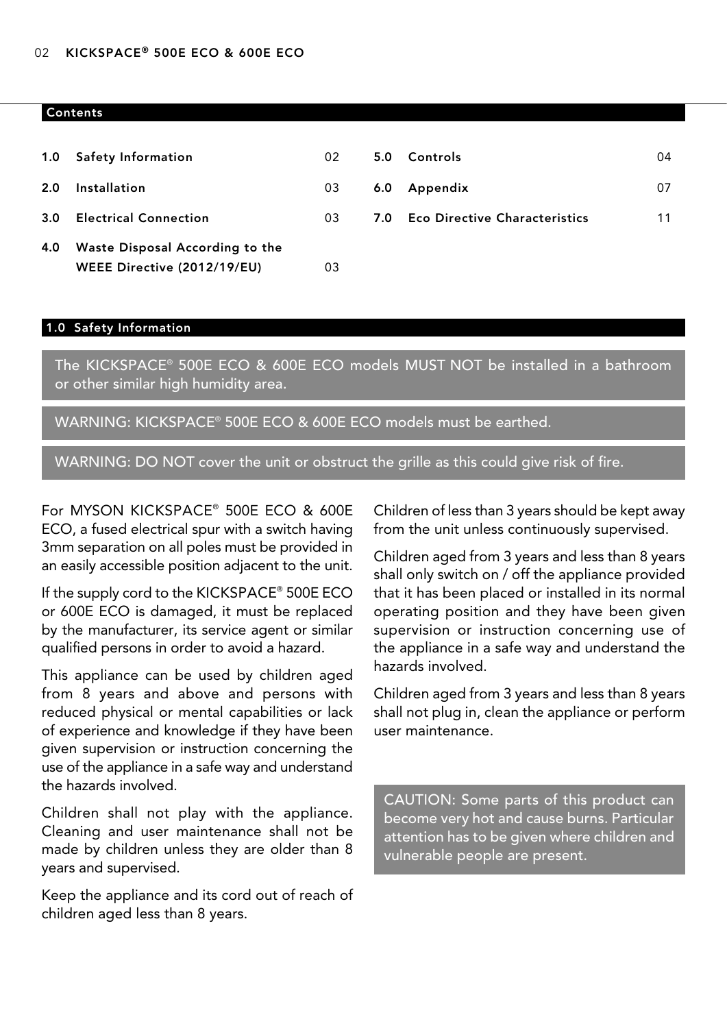## Contents

| | | | | | |
|---|---|---|---|---|---|
| 1.0 | Safety Information | 02 | 5.0 | Controls | 04 |
| 2.0 | Installation | 03 | 6.0 | Appendix | 07 |
| 3.0 | Electrical Connection | 03 | 7.0 | Eco Directive Characteristics | 11 |
| 4.0 | Waste Disposal According to the WEEE Directive (2012/19/EU) | 03 | | | |

## 1.0 Safety Information

The KICKSPACE® 500E ECO & 600E ECO models MUST NOT be installed in a bathroom or other similar high humidity area.

WARNING: KICKSPACE® 500E ECO & 600E ECO models must be earthed.

WARNING: DO NOT cover the unit or obstruct the grille as this could give risk of fire.

For MYSON KICKSPACE® 500E ECO & 600E ECO, a fused electrical spur with a switch having 3mm separation on all poles must be provided in an easily accessible position adjacent to the unit.

If the supply cord to the KICKSPACE® 500E ECO or 600E ECO is damaged, it must be replaced by the manufacturer, its service agent or similar qualified persons in order to avoid a hazard.

This appliance can be used by children aged from 8 years and above and persons with reduced physical or mental capabilities or lack of experience and knowledge if they have been given supervision or instruction concerning the use of the appliance in a safe way and understand the hazards involved.

Children shall not play with the appliance. Cleaning and user maintenance shall not be made by children unless they are older than 8 years and supervised.

Keep the appliance and its cord out of reach of children aged less than 8 years.

Children of less than 3 years should be kept away from the unit unless continuously supervised.

Children aged from 3 years and less than 8 years shall only switch on / off the appliance provided that it has been placed or installed in its normal operating position and they have been given supervision or instruction concerning use of the appliance in a safe way and understand the hazards involved.

Children aged from 3 years and less than 8 years shall not plug in, clean the appliance or perform user maintenance.

CAUTION: Some parts of this product can become very hot and cause burns. Particular attention has to be given where children and vulnerable people are present.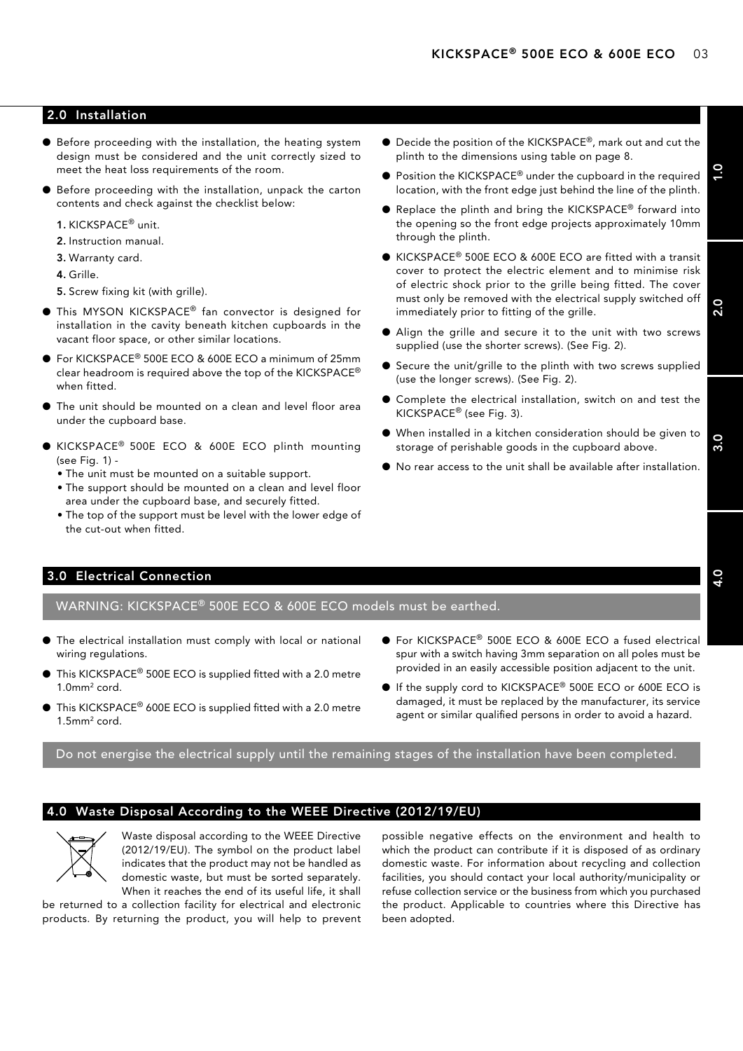## 2.0 Installation

- Before proceeding with the installation, the heating system design must be considered and the unit correctly sized to meet the heat loss requirements of the room.
- Before proceeding with the installation, unpack the carton contents and check against the checklist below:

  **1.** KICKSPACE® unit.

  **2.** Instruction manual.

  **3.** Warranty card.

  **4.** Grille.

  **5.** Screw fixing kit (with grille).

- This MYSON KICKSPACE® fan convector is designed for installation in the cavity beneath kitchen cupboards in the vacant floor space, or other similar locations.
- For KICKSPACE® 500E ECO & 600E ECO a minimum of 25mm clear headroom is required above the top of the KICKSPACE® when fitted.
- The unit should be mounted on a clean and level floor area under the cupboard base.
- KICKSPACE® 500E ECO & 600E ECO plinth mounting (see Fig. 1) -
  - The unit must be mounted on a suitable support.
  - The support should be mounted on a clean and level floor area under the cupboard base, and securely fitted.
  - The top of the support must be level with the lower edge of the cut-out when fitted.
- Decide the position of the KICKSPACE®, mark out and cut the plinth to the dimensions using table on page 8.
- Position the KICKSPACE® under the cupboard in the required location, with the front edge just behind the line of the plinth.
- Replace the plinth and bring the KICKSPACE® forward into the opening so the front edge projects approximately 10mm through the plinth.
- KICKSPACE® 500E ECO & 600E ECO are fitted with a transit cover to protect the electric element and to minimise risk of electric shock prior to the grille being fitted. The cover must only be removed with the electrical supply switched off immediately prior to fitting of the grille.
- Align the grille and secure it to the unit with two screws supplied (use the shorter screws). (See Fig. 2).
- Secure the unit/grille to the plinth with two screws supplied (use the longer screws). (See Fig. 2).
- Complete the electrical installation, switch on and test the KICKSPACE® (see Fig. 3).
- When installed in a kitchen consideration should be given to storage of perishable goods in the cupboard above.
- No rear access to the unit shall be available after installation.

## 3.0 Electrical Connection

WARNING: KICKSPACE® 500E ECO & 600E ECO models must be earthed.

- The electrical installation must comply with local or national wiring regulations.
- This KICKSPACE® 500E ECO is supplied fitted with a 2.0 metre 1.0mm² cord.
- This KICKSPACE® 600E ECO is supplied fitted with a 2.0 metre 1.5mm² cord.
- For KICKSPACE® 500E ECO & 600E ECO a fused electrical spur with a switch having 3mm separation on all poles must be provided in an easily accessible position adjacent to the unit.
- If the supply cord to KICKSPACE® 500E ECO or 600E ECO is damaged, it must be replaced by the manufacturer, its service agent or similar qualified persons in order to avoid a hazard.

Do not energise the electrical supply until the remaining stages of the installation have been completed.

## 4.0 Waste Disposal According to the WEEE Directive (2012/19/EU)

Waste disposal according to the WEEE Directive (2012/19/EU). The symbol on the product label indicates that the product may not be handled as domestic waste, but must be sorted separately. When it reaches the end of its useful life, it shall be returned to a collection facility for electrical and electronic products. By returning the product, you will help to prevent possible negative effects on the environment and health to which the product can contribute if it is disposed of as ordinary domestic waste. For information about recycling and collection facilities, you should contact your local authority/municipality or refuse collection service or the business from which you purchased the product. Applicable to countries where this Directive has been adopted.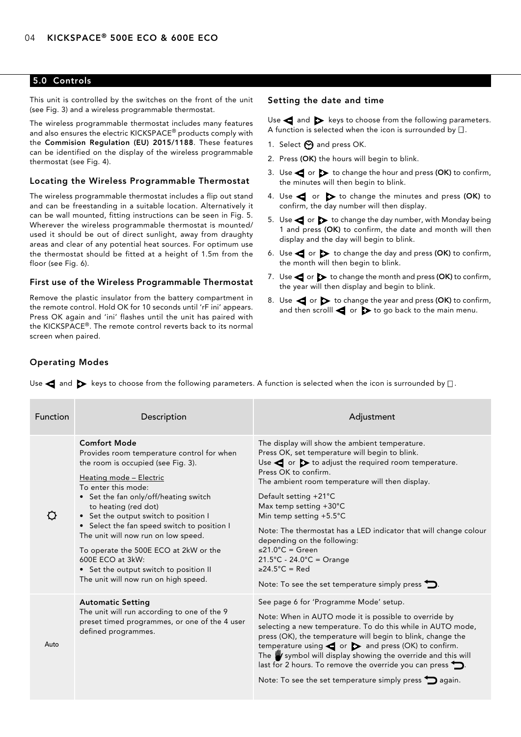## 5.0 Controls

This unit is controlled by the switches on the front of the unit (see Fig. 3) and a wireless programmable thermostat.

The wireless programmable thermostat includes many features and also ensures the electric KICKSPACE® products comply with the **Commision Regulation (EU) 2015/1188**. These features can be identified on the display of the wireless programmable thermostat (see Fig. 4).

### Locating the Wireless Programmable Thermostat

The wireless programmable thermostat includes a flip out stand and can be freestanding in a suitable location. Alternatively it can be wall mounted, fitting instructions can be seen in Fig. 5. Wherever the wireless programmable thermostat is mounted/used it should be out of direct sunlight, away from draughty areas and clear of any potential heat sources. For optimum use the thermostat should be fitted at a height of 1.5m from the floor (see Fig. 6).

### First use of the Wireless Programmable Thermostat

Remove the plastic insulator from the battery compartment in the remote control. Hold OK for 10 seconds until 'rF ini' appears. Press OK again and 'ini' flashes until the unit has paired with the KICKSPACE®. The remote control reverts back to its normal screen when paired.

### Setting the date and time

Use ◀ and ▶ keys to choose from the following parameters. A function is selected when the icon is surrounded by □.

1. Select ⏲ and press OK.
2. Press **(OK)** the hours will begin to blink.
3. Use ◀ or ▶ to change the hour and press **(OK)** to confirm, the minutes will then begin to blink.
4. Use ◀ or ▶ to change the minutes and press **(OK)** to confirm, the day number will then display.
5. Use ◀ or ▶ to change the day number, with Monday being 1 and press **(OK)** to confirm, the date and month will then display and the day will begin to blink.
6. Use ◀ or ▶ to change the day and press **(OK)** to confirm, the month will then begin to blink.
7. Use ◀ or ▶ to change the month and press **(OK)** to confirm, the year will then display and begin to blink.
8. Use ◀ or ▶ to change the year and press **(OK)** to confirm, and then scrolll ◀ or ▶ to go back to the main menu.

### Operating Modes

Use ◀ and ▶ keys to choose from the following parameters. A function is selected when the icon is surrounded by □.

| Function | Description | Adjustment |
|---|---|---|
| ☼ | **Comfort Mode**<br>Provides room temperature control for when the room is occupied (see Fig. 3).<br><br><u>Heating mode – Electric</u><br>To enter this mode:<br>• Set the fan only/off/heating switch to heating (red dot)<br>• Set the output switch to position I<br>• Select the fan speed switch to position I<br>The unit will now run on low speed.<br><br>To operate the 500E ECO at 2kW or the 600E ECO at 3kW:<br>• Set the output switch to position II<br>The unit will now run on high speed. | The display will show the ambient temperature.<br>Press OK, set temperature will begin to blink.<br>Use ◀ or ▶ to adjust the required room temperature.<br>Press OK to confirm.<br>The ambient room temperature will then display.<br><br>Default setting +21°C<br>Max temp setting +30°C<br>Min temp setting +5.5°C<br><br>Note: The thermostat has a LED indicator that will change colour depending on the following:<br>≤21.0°C = Green<br>21.5°C - 24.0°C = Orange<br>≥24.5°C = Red<br><br>Note: To see the set temperature simply press ↩. |
| Auto | **Automatic Setting**<br>The unit will run according to one of the 9 preset timed programmes, or one of the 4 user defined programmes. | See page 6 for 'Programme Mode' setup.<br><br>Note: When in AUTO mode it is possible to override by selecting a new temperature. To do this while in AUTO mode, press (OK), the temperature will begin to blink, change the temperature using ◀ or ▶ and press (OK) to confirm.<br>The ✋ symbol will display showing the override and this will last for 2 hours. To remove the override you can press ↩.<br><br>Note: To see the set temperature simply press ↩ again. |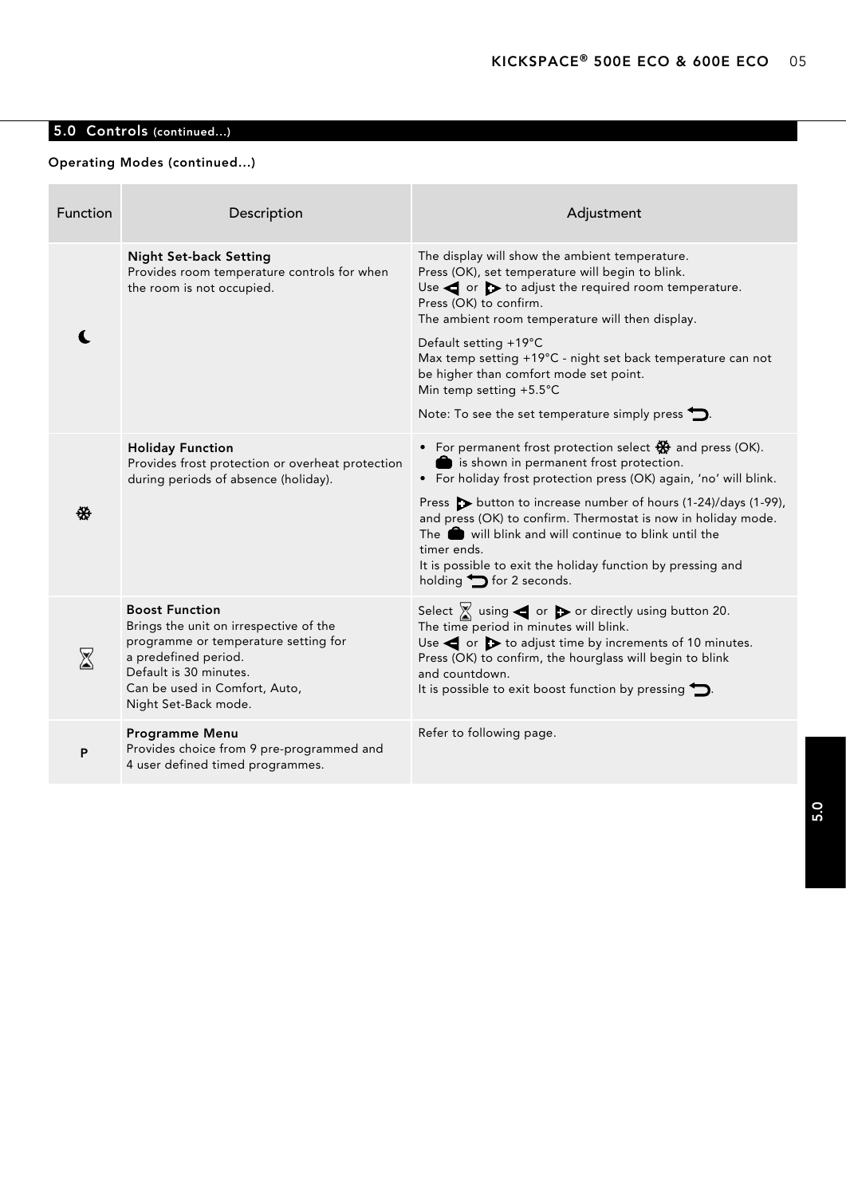## 5.0 Controls (continued...)

**Operating Modes (continued...)**

| Function | Description | Adjustment |
|---|---|---|
| ☾ | **Night Set-back Setting**<br>Provides room temperature controls for when the room is not occupied. | The display will show the ambient temperature.<br>Press (OK), set temperature will begin to blink.<br>Use ◄ or ► to adjust the required room temperature.<br>Press (OK) to confirm.<br>The ambient room temperature will then display.<br><br>Default setting +19°C<br>Max temp setting +19°C - night set back temperature can not be higher than comfort mode set point.<br>Min temp setting +5.5°C<br><br>Note: To see the set temperature simply press ⮌. |
| ❄ | **Holiday Function**<br>Provides frost protection or overheat protection during periods of absence (holiday). | • For permanent frost protection select ❄ and press (OK). 🧳 is shown in permanent frost protection.<br>• For holiday frost protection press (OK) again, 'no' will blink.<br><br>Press ► button to increase number of hours (1-24)/days (1-99), and press (OK) to confirm. Thermostat is now in holiday mode. The 🧳 will blink and will continue to blink until the timer ends.<br>It is possible to exit the holiday function by pressing and holding ⮌ for 2 seconds. |
| ⌛ | **Boost Function**<br>Brings the unit on irrespective of the programme or temperature setting for a predefined period.<br>Default is 30 minutes.<br>Can be used in Comfort, Auto, Night Set-Back mode. | Select ⌛ using ◄ or ► or directly using button 20.<br>The time period in minutes will blink.<br>Use ◄ or ► to adjust time by increments of 10 minutes.<br>Press (OK) to confirm, the hourglass will begin to blink and countdown.<br>It is possible to exit boost function by pressing ⮌. |
| P | **Programme Menu**<br>Provides choice from 9 pre-programmed and 4 user defined timed programmes. | Refer to following page. |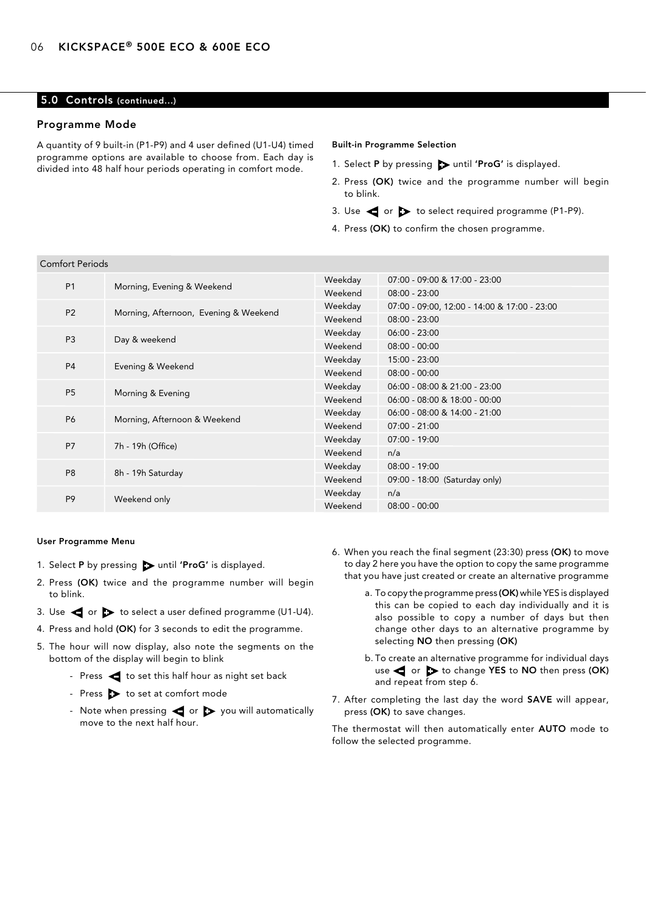## 5.0 Controls (continued...)

### Programme Mode

A quantity of 9 built-in (P1-P9) and 4 user defined (U1-U4) timed programme options are available to choose from. Each day is divided into 48 half hour periods operating in comfort mode.

#### Built-in Programme Selection

1. Select **P** by pressing ▶ until **'ProG'** is displayed.
2. Press **(OK)** twice and the programme number will begin to blink.
3. Use ◀ or ▶ to select required programme (P1-P9).
4. Press **(OK)** to confirm the chosen programme.

| Comfort Periods | | | |
|---|---|---|---|
| P1 | Morning, Evening & Weekend | Weekday | 07:00 - 09:00 & 17:00 - 23:00 |
| | | Weekend | 08:00 - 23:00 |
| P2 | Morning, Afternoon, Evening & Weekend | Weekday | 07:00 - 09:00, 12:00 - 14:00 & 17:00 - 23:00 |
| | | Weekend | 08:00 - 23:00 |
| P3 | Day & weekend | Weekday | 06:00 - 23:00 |
| | | Weekend | 08:00 - 00:00 |
| P4 | Evening & Weekend | Weekday | 15:00 - 23:00 |
| | | Weekend | 08:00 - 00:00 |
| P5 | Morning & Evening | Weekday | 06:00 - 08:00 & 21:00 - 23:00 |
| | | Weekend | 06:00 - 08:00 & 18:00 - 00:00 |
| P6 | Morning, Afternoon & Weekend | Weekday | 06:00 - 08:00 & 14:00 - 21:00 |
| | | Weekend | 07:00 - 21:00 |
| P7 | 7h - 19h (Office) | Weekday | 07:00 - 19:00 |
| | | Weekend | n/a |
| P8 | 8h - 19h Saturday | Weekday | 08:00 - 19:00 |
| | | Weekend | 09:00 - 18:00 (Saturday only) |
| P9 | Weekend only | Weekday | n/a |
| | | Weekend | 08:00 - 00:00 |

#### User Programme Menu

1. Select **P** by pressing ▶ until **'ProG'** is displayed.
2. Press **(OK)** twice and the programme number will begin to blink.
3. Use ◀ or ▶ to select a user defined programme (U1-U4).
4. Press and hold **(OK)** for 3 seconds to edit the programme.
5. The hour will now display, also note the segments on the bottom of the display will begin to blink
   - Press ◀ to set this half hour as night set back
   - Press ▶ to set at comfort mode
   - Note when pressing ◀ or ▶ you will automatically move to the next half hour.
6. When you reach the final segment (23:30) press **(OK)** to move to day 2 here you have the option to copy the same programme that you have just created or create an alternative programme
   a. To copy the programme press **(OK)** while YES is displayed this can be copied to each day individually and it is also possible to copy a number of days but then change other days to an alternative programme by selecting **NO** then pressing **(OK)**
   b. To create an alternative programme for individual days use ◀ or ▶ to change **YES** to **NO** then press **(OK)** and repeat from step 6.
7. After completing the last day the word **SAVE** will appear, press **(OK)** to save changes.

The thermostat will then automatically enter **AUTO** mode to follow the selected programme.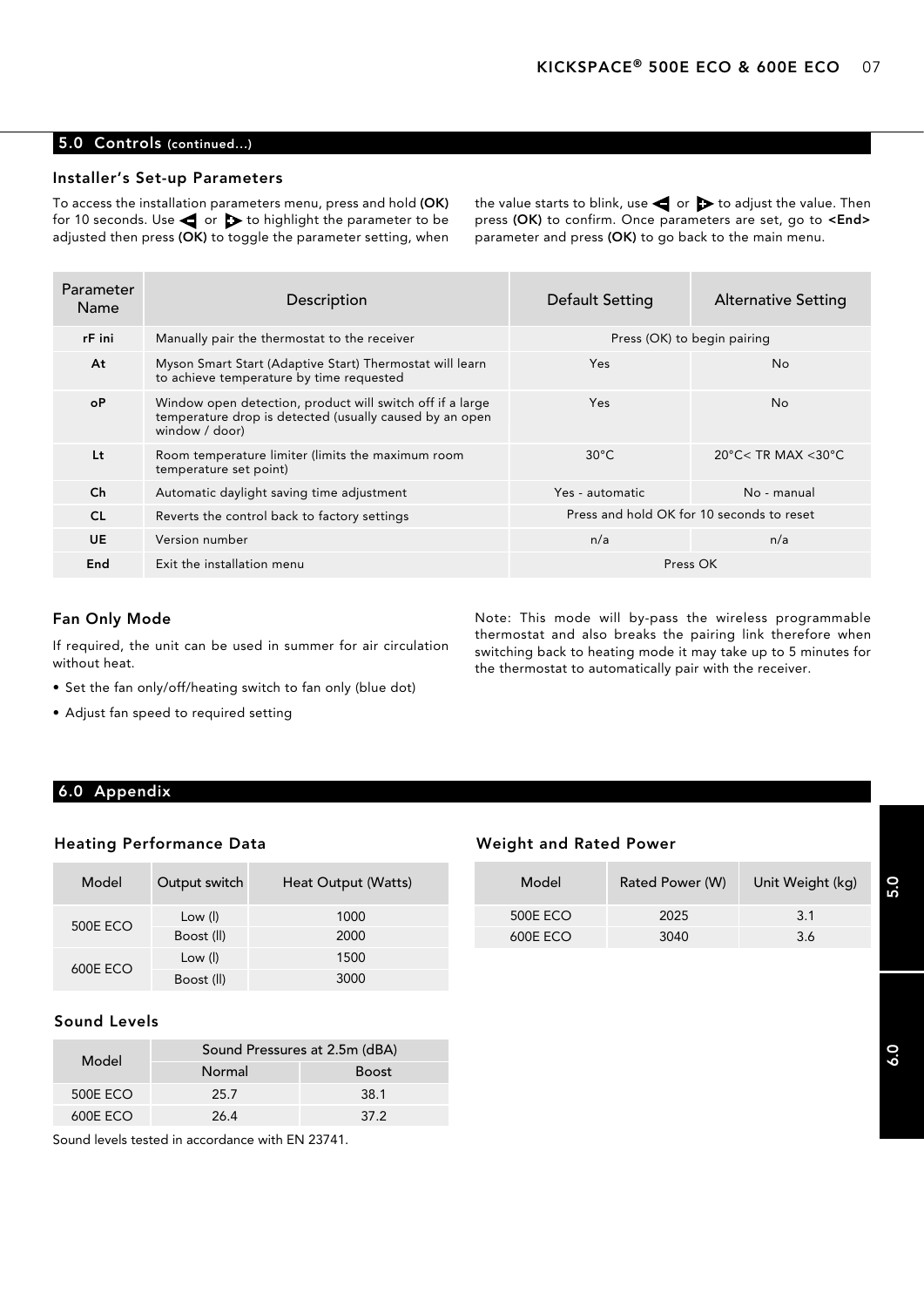## 5.0 Controls (continued...)

### Installer's Set-up Parameters

To access the installation parameters menu, press and hold **(OK)** for 10 seconds. Use ◀ or ▶ to highlight the parameter to be adjusted then press **(OK)** to toggle the parameter setting, when the value starts to blink, use ◀ or ▶ to adjust the value. Then press **(OK)** to confirm. Once parameters are set, go to **<End>** parameter and press **(OK)** to go back to the main menu.

| Parameter Name | Description | Default Setting | Alternative Setting |
|---|---|---|---|
| **rF ini** | Manually pair the thermostat to the receiver | Press (OK) to begin pairing | |
| **At** | Myson Smart Start (Adaptive Start) Thermostat will learn to achieve temperature by time requested | Yes | No |
| **oP** | Window open detection, product will switch off if a large temperature drop is detected (usually caused by an open window / door) | Yes | No |
| **Lt** | Room temperature limiter (limits the maximum room temperature set point) | 30°C | 20°C< TR MAX <30°C |
| **Ch** | Automatic daylight saving time adjustment | Yes - automatic | No - manual |
| **CL** | Reverts the control back to factory settings | Press and hold OK for 10 seconds to reset | |
| **UE** | Version number | n/a | n/a |
| **End** | Exit the installation menu | Press OK | |

### Fan Only Mode

If required, the unit can be used in summer for air circulation without heat.

- Set the fan only/off/heating switch to fan only (blue dot)
- Adjust fan speed to required setting

Note: This mode will by-pass the wireless programmable thermostat and also breaks the pairing link therefore when switching back to heating mode it may take up to 5 minutes for the thermostat to automatically pair with the receiver.

## 6.0 Appendix

### Heating Performance Data

| Model | Output switch | Heat Output (Watts) |
|---|---|---|
| 500E ECO | Low (I) | 1000 |
| | Boost (II) | 2000 |
| 600E ECO | Low (I) | 1500 |
| | Boost (II) | 3000 |

### Sound Levels

| Model | Sound Pressures at 2.5m (dBA) | |
|---|---|---|
| | Normal | Boost |
| 500E ECO | 25.7 | 38.1 |
| 600E ECO | 26.4 | 37.2 |

Sound levels tested in accordance with EN 23741.

### Weight and Rated Power

| Model | Rated Power (W) | Unit Weight (kg) |
|---|---|---|
| 500E ECO | 2025 | 3.1 |
| 600E ECO | 3040 | 3.6 |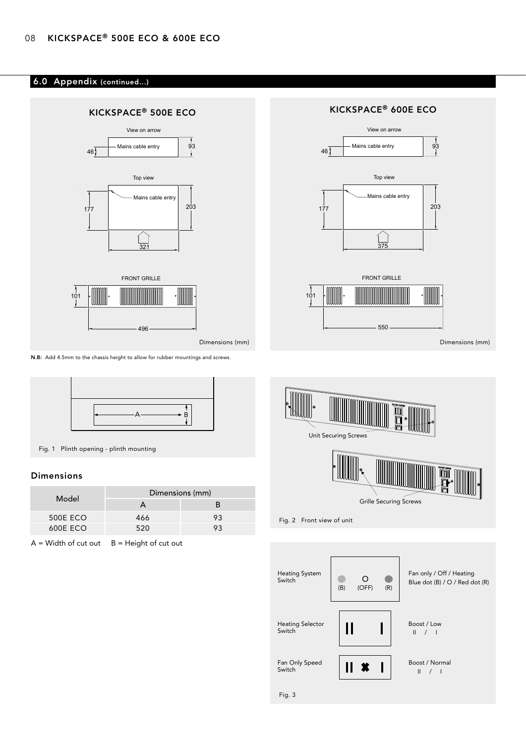## 6.0 Appendix (continued...)

### KICKSPACE® 500E ECO

View on arrow

Mains cable entry

46 93

Top view

Mains cable entry

177 203

321

FRONT GRILLE

101

496

Dimensions (mm)

### KICKSPACE® 600E ECO

View on arrow

Mains cable entry

46 93

Top view

Mains cable entry

177 203

375

FRONT GRILLE

101

550

Dimensions (mm)

**N.B:** Add 4.5mm to the chassis height to allow for rubber mountings and screws.

A B

Fig. 1 Plinth opening - plinth mounting

Unit Securing Screws

Grille Securing Screws

Fig. 2 Front view of unit

### Dimensions

| Model | Dimensions (mm) | |
|---|---|---|
| | A | B |
| 500E ECO | 466 | 93 |
| 600E ECO | 520 | 93 |

A = Width of cut out B = Height of cut out

| | | |
|---|---|---|
| Heating System Switch | (B) O (OFF) (R) | Fan only / Off / Heating<br>Blue dot (B) / O / Red dot (R) |
| Heating Selector Switch | II I | Boost / Low<br>II / I |
| Fan Only Speed Switch | II ✖ I | Boost / Normal<br>II / I |

Fig. 3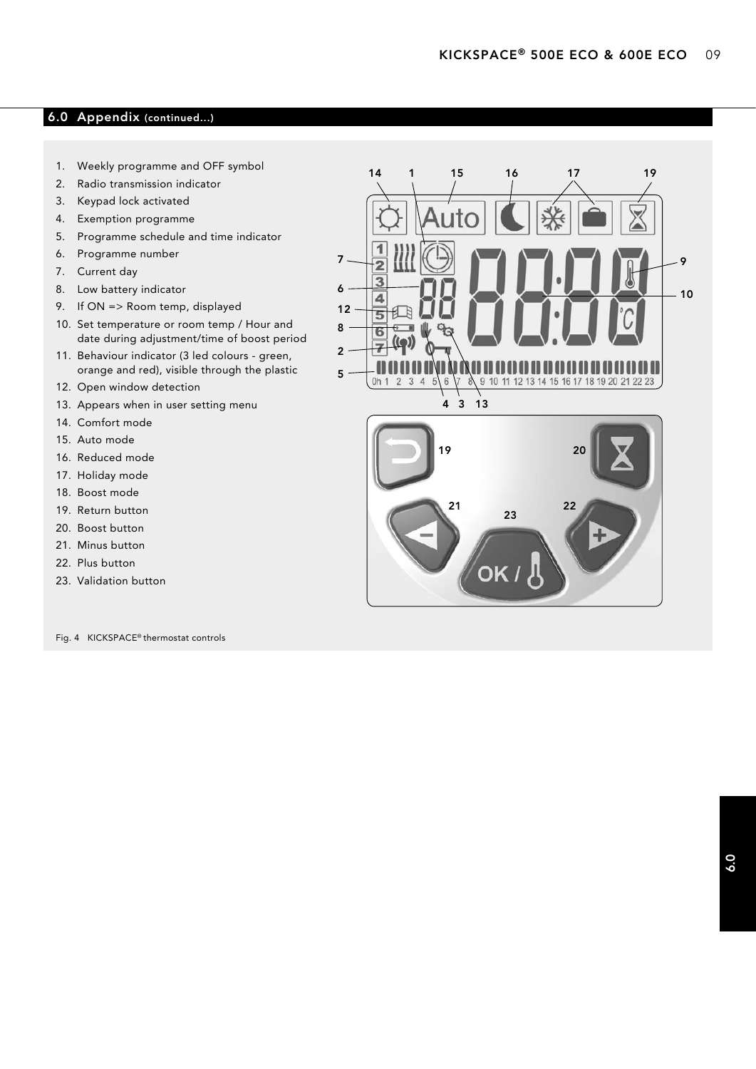## 6.0 Appendix (continued...)

1. Weekly programme and OFF symbol
2. Radio transmission indicator
3. Keypad lock activated
4. Exemption programme
5. Programme schedule and time indicator
6. Programme number
7. Current day
8. Low battery indicator
9. If ON => Room temp, displayed
10. Set temperature or room temp / Hour and date during adjustment/time of boost period
11. Behaviour indicator (3 led colours - green, orange and red), visible through the plastic
12. Open window detection
13. Appears when in user setting menu
14. Comfort mode
15. Auto mode
16. Reduced mode
17. Holiday mode
18. Boost mode
19. Return button
20. Boost button
21. Minus button
22. Plus button
23. Validation button

Fig. 4 KICKSPACE® thermostat controls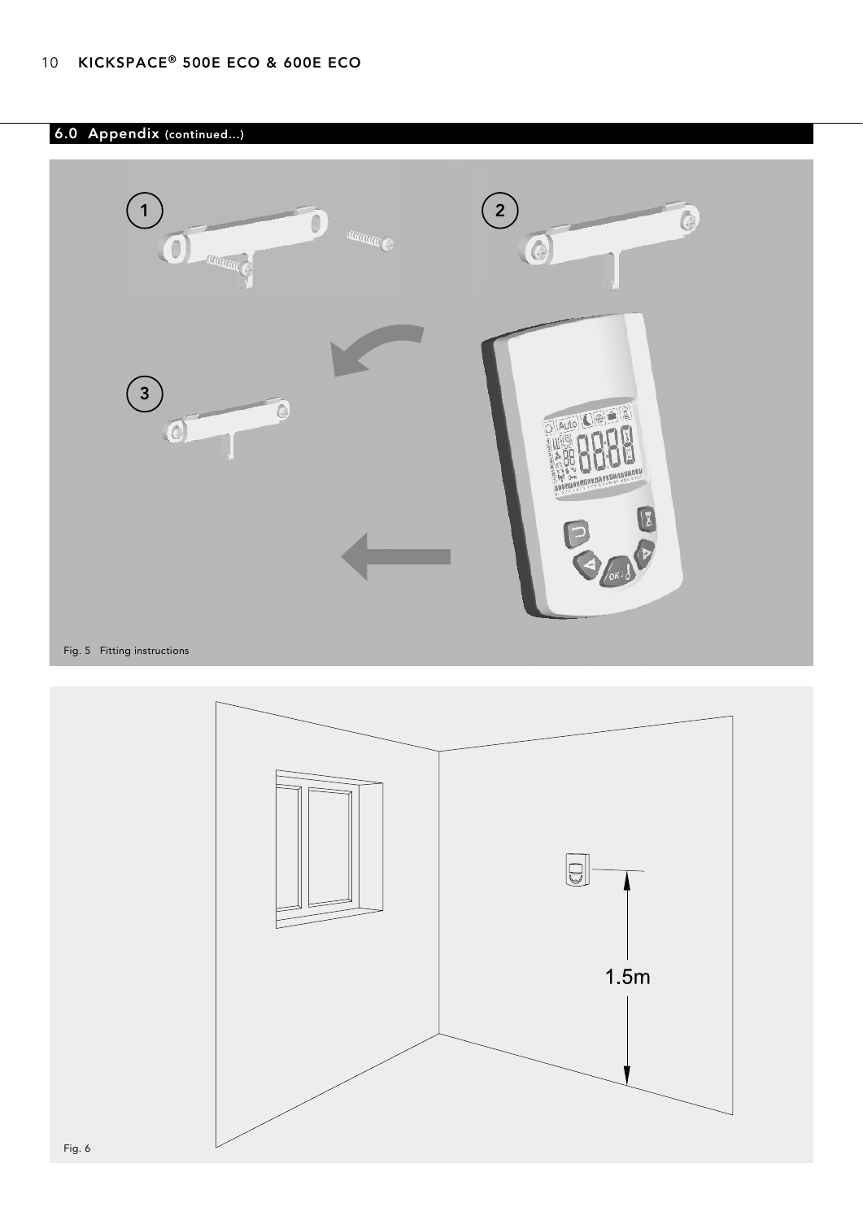## 6.0 Appendix (continued...)

Fig. 5 Fitting instructions

Fig. 6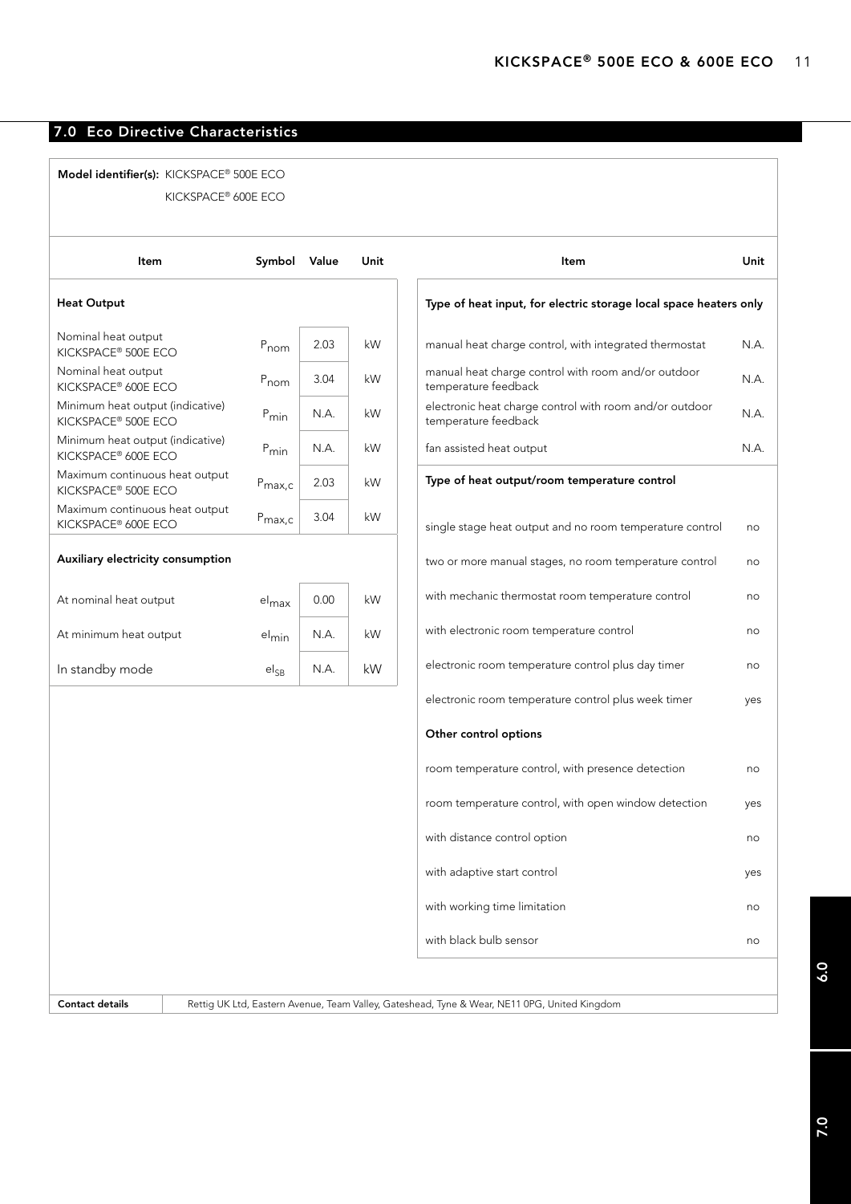## 7.0 Eco Directive Characteristics

**Model identifier(s):** KICKSPACE® 500E ECO
KICKSPACE® 600E ECO

| Item | Symbol | Value | Unit |
|---|---|---|---|
| **Heat Output** | | | |
| Nominal heat output KICKSPACE® 500E ECO | $P_{nom}$ | 2.03 | kW |
| Nominal heat output KICKSPACE® 600E ECO | $P_{nom}$ | 3.04 | kW |
| Minimum heat output (indicative) KICKSPACE® 500E ECO | $P_{min}$ | N.A. | kW |
| Minimum heat output (indicative) KICKSPACE® 600E ECO | $P_{min}$ | N.A. | kW |
| Maximum continuous heat output KICKSPACE® 500E ECO | $P_{max,c}$ | 2.03 | kW |
| Maximum continuous heat output KICKSPACE® 600E ECO | $P_{max,c}$ | 3.04 | kW |
| **Auxiliary electricity consumption** | | | |
| At nominal heat output | $el_{max}$ | 0.00 | kW |
| At minimum heat output | $el_{min}$ | N.A. | kW |
| In standby mode | $el_{SB}$ | N.A. | kW |

| Item | Unit |
|---|---|
| **Type of heat input, for electric storage local space heaters only** | |
| manual heat charge control, with integrated thermostat | N.A. |
| manual heat charge control with room and/or outdoor temperature feedback | N.A. |
| electronic heat charge control with room and/or outdoor temperature feedback | N.A. |
| fan assisted heat output | N.A. |
| **Type of heat output/room temperature control** | |
| single stage heat output and no room temperature control | no |
| two or more manual stages, no room temperature control | no |
| with mechanic thermostat room temperature control | no |
| with electronic room temperature control | no |
| electronic room temperature control plus day timer | no |
| electronic room temperature control plus week timer | yes |
| **Other control options** | |
| room temperature control, with presence detection | no |
| room temperature control, with open window detection | yes |
| with distance control option | no |
| with adaptive start control | yes |
| with working time limitation | no |
| with black bulb sensor | no |

**Contact details** Rettig UK Ltd, Eastern Avenue, Team Valley, Gateshead, Tyne & Wear, NE11 0PG, United Kingdom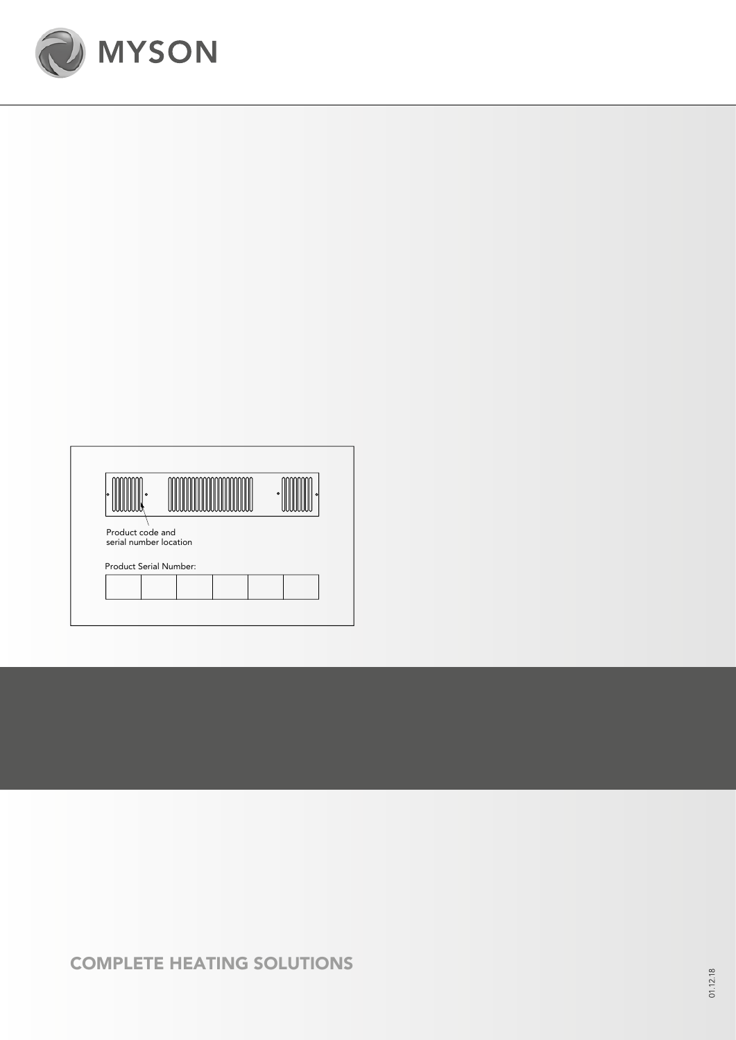MYSON

Product code and serial number location

Product Serial Number:

| | | | | | |
|---|---|---|---|---|---|
| | | | | | |

COMPLETE HEATING SOLUTIONS

01.12.18